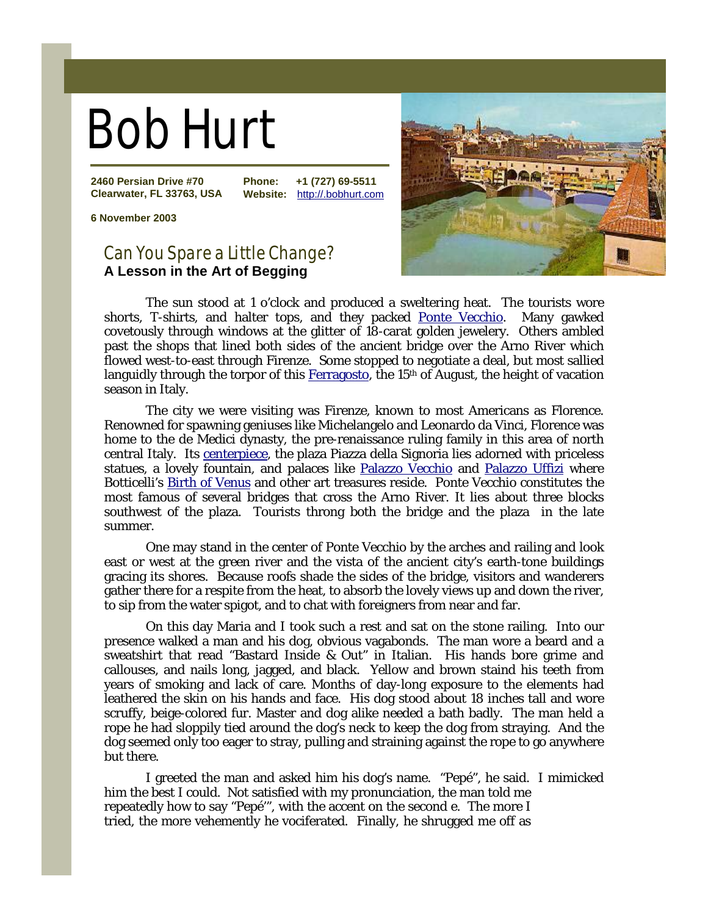# Bob Hurt

**2460 Persian Drive #70**
**Clearwater, FL 33763, USA**

**Phone:** +1 (727) 69-5511
**Website:** http://.bobhurt.com

**6 November 2003**

## Can You Spare a Little Change?

**A Lesson in the Art of Begging**

The sun stood at 1 o'clock and produced a sweltering heat. The tourists wore shorts, T-shirts, and halter tops, and they packed Ponte Vecchio. Many gawked covetously through windows at the glitter of 18-carat golden jewelery. Others ambled past the shops that lined both sides of the ancient bridge over the Arno River which flowed west-to-east through Firenze. Some stopped to negotiate a deal, but most sallied languidly through the torpor of this Ferragosto, the 15th of August, the height of vacation season in Italy.

The city we were visiting was Firenze, known to most Americans as Florence. Renowned for spawning geniuses like Michelangelo and Leonardo da Vinci, Florence was home to the de Medici dynasty, the pre-renaissance ruling family in this area of north central Italy. Its centerpiece, the plaza Piazza della Signoria lies adorned with priceless statues, a lovely fountain, and palaces like Palazzo Vecchio and Palazzo Uffizi where Botticelli's Birth of Venus and other art treasures reside. Ponte Vecchio constitutes the most famous of several bridges that cross the Arno River. It lies about three blocks southwest of the plaza. Tourists throng both the bridge and the plaza in the late summer.

One may stand in the center of Ponte Vecchio by the arches and railing and look east or west at the green river and the vista of the ancient city's earth-tone buildings gracing its shores. Because roofs shade the sides of the bridge, visitors and wanderers gather there for a respite from the heat, to absorb the lovely views up and down the river, to sip from the water spigot, and to chat with foreigners from near and far.

On this day Maria and I took such a rest and sat on the stone railing. Into our presence walked a man and his dog, obvious vagabonds. The man wore a beard and a sweatshirt that read "Bastard Inside & Out" in Italian. His hands bore grime and callouses, and nails long, jagged, and black. Yellow and brown staind his teeth from years of smoking and lack of care. Months of day-long exposure to the elements had leathered the skin on his hands and face. His dog stood about 18 inches tall and wore scruffy, beige-colored fur. Master and dog alike needed a bath badly. The man held a rope he had sloppily tied around the dog's neck to keep the dog from straying. And the dog seemed only too eager to stray, pulling and straining against the rope to go anywhere but there.

I greeted the man and asked him his dog's name. "Pepé", he said. I mimicked him the best I could. Not satisfied with my pronunciation, the man told me repeatedly how to say "Pepé'", with the accent on the second e. The more I tried, the more vehemently he vociferated. Finally, he shrugged me off as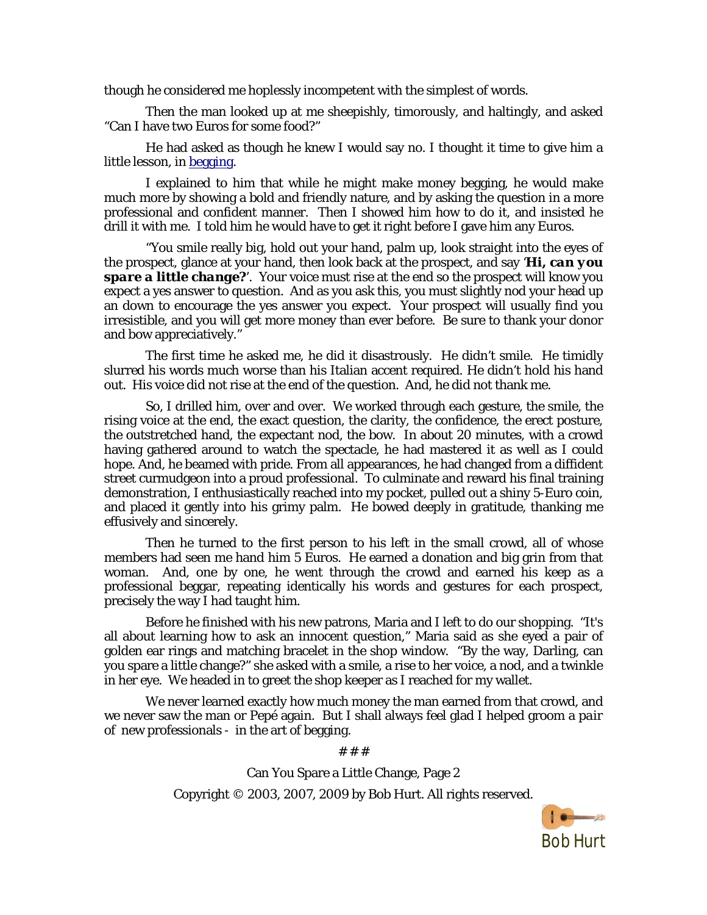though he considered me hoplessly incompetent with the simplest of words.

Then the man looked up at me sheepishly, timorously, and haltingly, and asked "Can I have two Euros for some food?"

He had asked as though he knew I would say no. I thought it time to give him a little lesson, in begging.

I explained to him that while he might make money begging, he would make much more by showing a bold and friendly nature, and by asking the question in a more professional and confident manner. Then I showed him how to do it, and insisted he drill it with me. I told him he would have to get it right before I gave him any Euros.

"You smile really big, hold out your hand, palm up, look straight into the eyes of the prospect, glance at your hand, then look back at the prospect, and say '***Hi, can you spare a little change?***'. Your voice must rise at the end so the prospect will know you expect a yes answer to question. And as you ask this, you must slightly nod your head up an down to encourage the yes answer you expect. Your prospect will usually find you irresistible, and you will get more money than ever before. Be sure to thank your donor and bow appreciatively."

The first time he asked me, he did it disastrously. He didn't smile. He timidly slurred his words much worse than his Italian accent required. He didn't hold his hand out. His voice did not rise at the end of the question. And, he did not thank me.

So, I drilled him, over and over. We worked through each gesture, the smile, the rising voice at the end, the exact question, the clarity, the confidence, the erect posture, the outstretched hand, the expectant nod, the bow. In about 20 minutes, with a crowd having gathered around to watch the spectacle, he had mastered it as well as I could hope. And, he beamed with pride. From all appearances, he had changed from a diffident street curmudgeon into a proud professional. To culminate and reward his final training demonstration, I enthusiastically reached into my pocket, pulled out a shiny 5-Euro coin, and placed it gently into his grimy palm. He bowed deeply in gratitude, thanking me effusively and sincerely.

Then he turned to the first person to his left in the small crowd, all of whose members had seen me hand him 5 Euros. He earned a donation and big grin from that woman. And, one by one, he went through the crowd and earned his keep as a professional beggar, repeating identically his words and gestures for each prospect, precisely the way I had taught him.

Before he finished with his new patrons, Maria and I left to do our shopping. "It's all about learning how to ask an innocent question," Maria said as she eyed a pair of golden ear rings and matching bracelet in the shop window. "By the way, Darling, can you spare a little change?" she asked with a smile, a rise to her voice, a nod, and a twinkle in her eye. We headed in to greet the shop keeper as I reached for my wallet.

We never learned exactly how much money the man earned from that crowd, and we never saw the man or Pepé again. But I shall always feel glad I helped groom a *pair* of new professionals - in the art of begging.

# # #

Copyright © 2003, 2007, 2009 by Bob Hurt. All rights reserved.